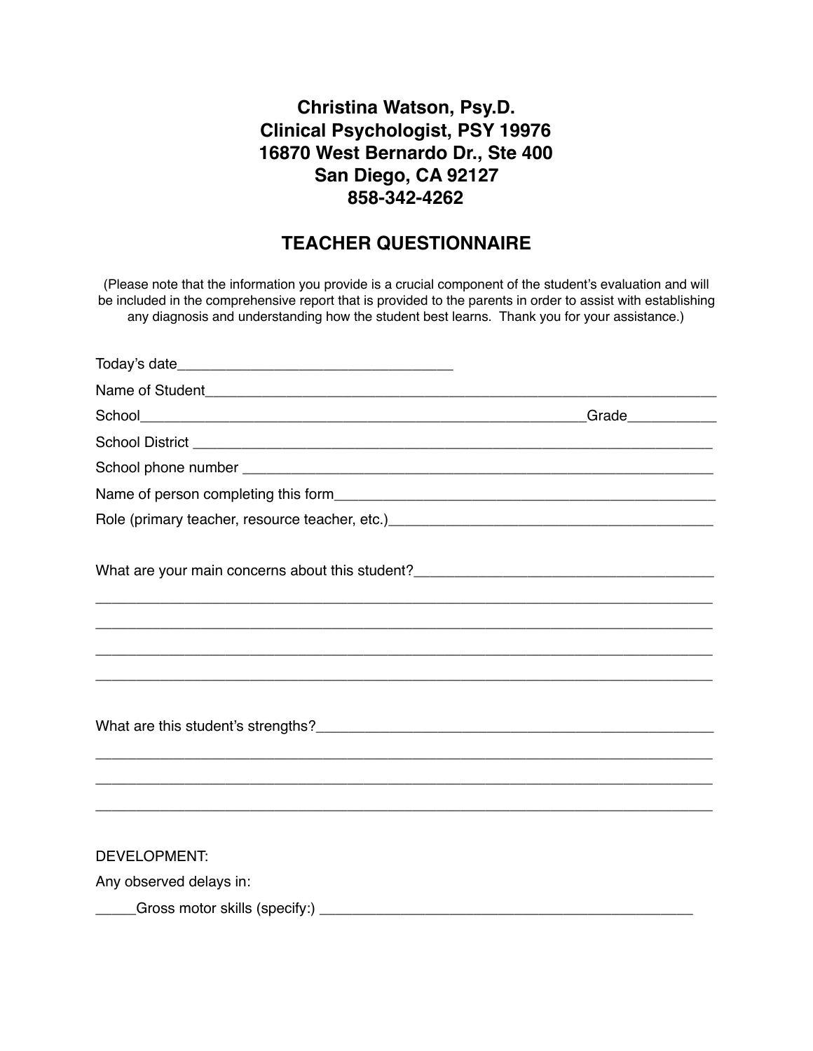**Christina Watson, Psy.D.**
**Clinical Psychologist, PSY 19976**
**16870 West Bernardo Dr., Ste 400**
**San Diego, CA 92127**
**858-342-4262**

## TEACHER QUESTIONNAIRE

(Please note that the information you provide is a crucial component of the student's evaluation and will be included in the comprehensive report that is provided to the parents in order to assist with establishing any diagnosis and understanding how the student best learns. Thank you for your assistance.)

Today's date___________________________________

Name of Student_______________________________________________________________

School_______________________________________________________Grade___________

School District ___________________________________________________________

School phone number ______________________________________________________

Name of person completing this form_____________________________________________

Role (primary teacher, resource teacher, etc.)______________________________________

What are your main concerns about this student?____________________________________

_________________________________________________________________________

_________________________________________________________________________

_________________________________________________________________________

_________________________________________________________________________

What are this student's strengths?_______________________________________________

_________________________________________________________________________

_________________________________________________________________________

_________________________________________________________________________

DEVELOPMENT:

Any observed delays in:

_____Gross motor skills (specify:) _____________________________________________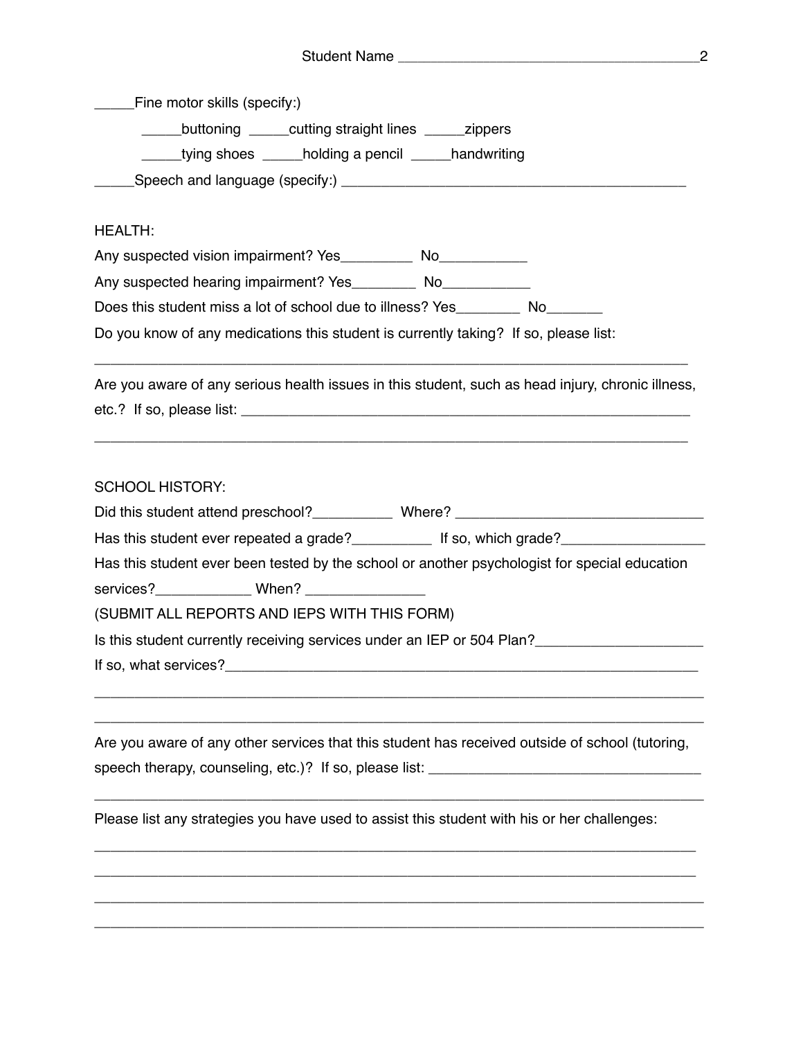Student Name ______________________________________

_____Fine motor skills (specify:)

_____buttoning _____cutting straight lines _____zippers

_____tying shoes _____holding a pencil _____handwriting

_____Speech and language (specify:) ____________________________________________

HEALTH:

Any suspected vision impairment? Yes_________ No___________

Any suspected hearing impairment? Yes________ No___________

Does this student miss a lot of school due to illness? Yes________ No_______

Do you know of any medications this student is currently taking? If so, please list:

_________________________________________________________________________

Are you aware of any serious health issues in this student, such as head injury, chronic illness, etc.? If so, please list: ___________________________________________________________

_________________________________________________________________________

SCHOOL HISTORY:

Did this student attend preschool?__________ Where? _______________________________

Has this student ever repeated a grade?__________ If so, which grade?__________________

Has this student ever been tested by the school or another psychologist for special education services?____________ When? _______________

(SUBMIT ALL REPORTS AND IEPS WITH THIS FORM)

Is this student currently receiving services under an IEP or 504 Plan?_____________________

If so, what services?______________________________________________________________

_________________________________________________________________________

_________________________________________________________________________

Are you aware of any other services that this student has received outside of school (tutoring, speech therapy, counseling, etc.)? If so, please list: __________________________________

_________________________________________________________________________

Please list any strategies you have used to assist this student with his or her challenges:

_________________________________________________________________________

_________________________________________________________________________

_________________________________________________________________________

_________________________________________________________________________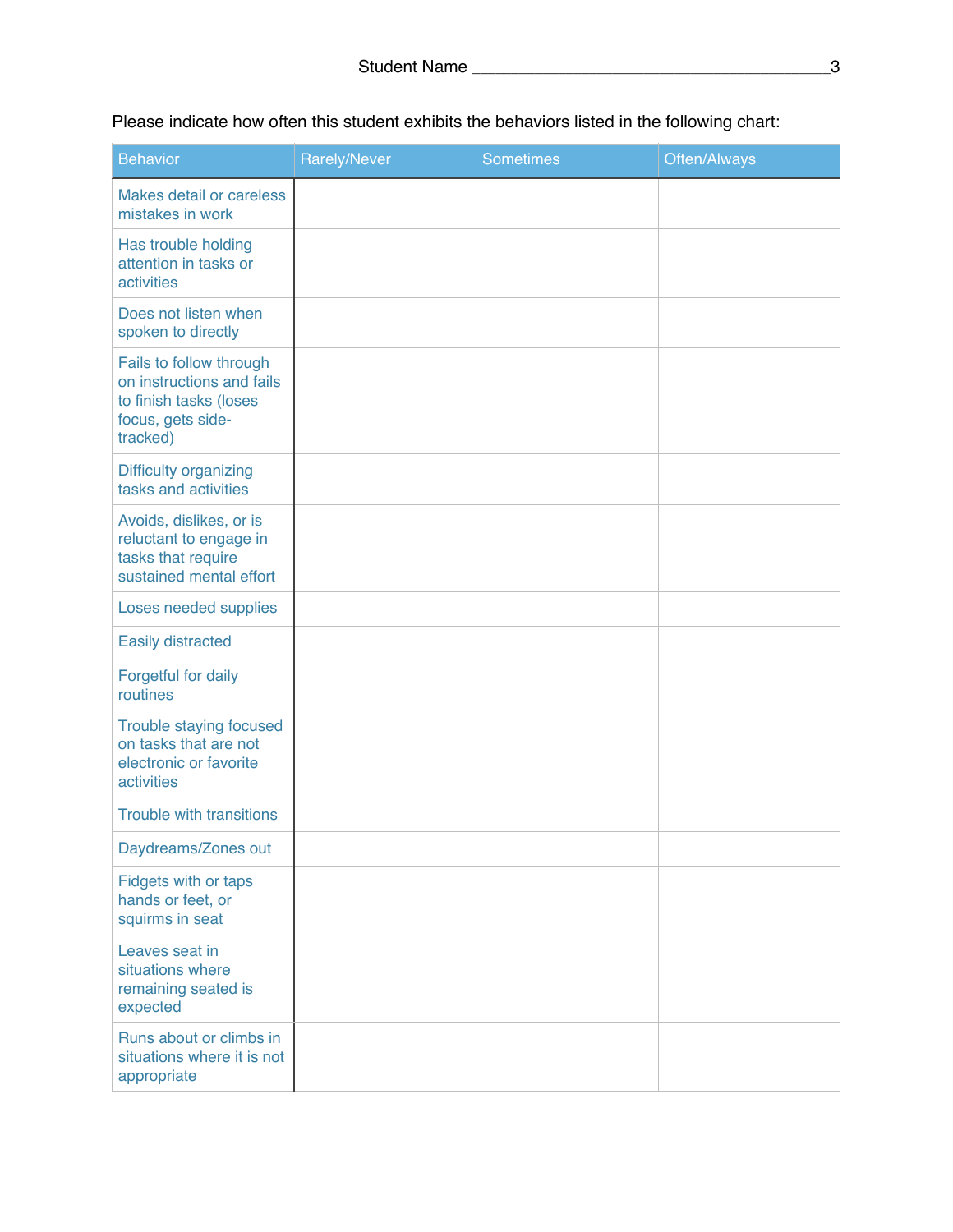Student Name ______________________________________

Please indicate how often this student exhibits the behaviors listed in the following chart:

| Behavior | Rarely/Never | Sometimes | Often/Always |
|---|---|---|---|
| Makes detail or careless mistakes in work | | | |
| Has trouble holding attention in tasks or activities | | | |
| Does not listen when spoken to directly | | | |
| Fails to follow through on instructions and fails to finish tasks (loses focus, gets side-tracked) | | | |
| Difficulty organizing tasks and activities | | | |
| Avoids, dislikes, or is reluctant to engage in tasks that require sustained mental effort | | | |
| Loses needed supplies | | | |
| Easily distracted | | | |
| Forgetful for daily routines | | | |
| Trouble staying focused on tasks that are not electronic or favorite activities | | | |
| Trouble with transitions | | | |
| Daydreams/Zones out | | | |
| Fidgets with or taps hands or feet, or squirms in seat | | | |
| Leaves seat in situations where remaining seated is expected | | | |
| Runs about or climbs in situations where it is not appropriate | | | |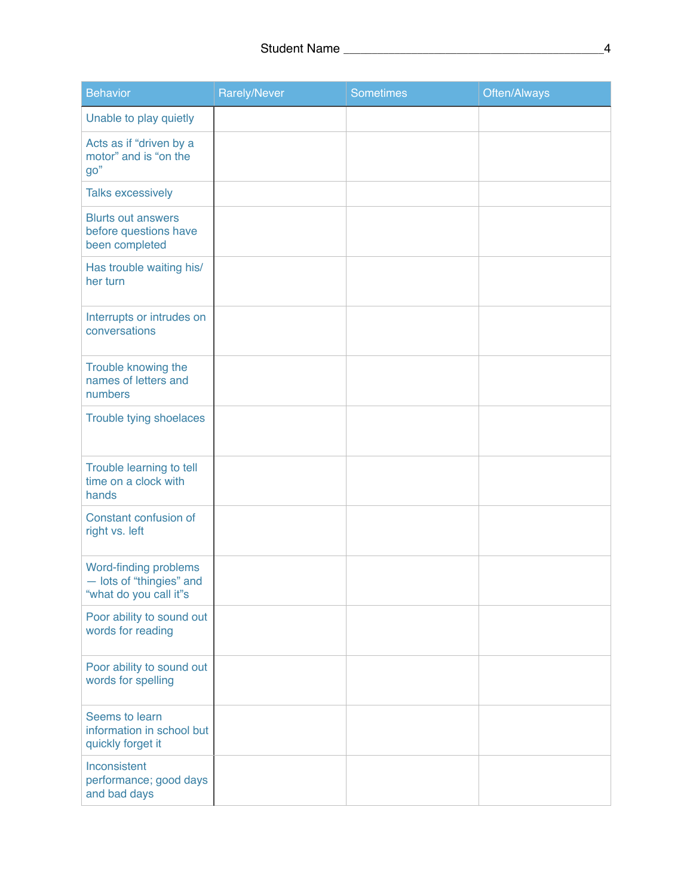Student Name ________________________________________

| Behavior | Rarely/Never | Sometimes | Often/Always |
|---|---|---|---|
| Unable to play quietly | | | |
| Acts as if “driven by a motor” and is “on the go” | | | |
| Talks excessively | | | |
| Blurts out answers before questions have been completed | | | |
| Has trouble waiting his/her turn | | | |
| Interrupts or intrudes on conversations | | | |
| Trouble knowing the names of letters and numbers | | | |
| Trouble tying shoelaces | | | |
| Trouble learning to tell time on a clock with hands | | | |
| Constant confusion of right vs. left | | | |
| Word-finding problems — lots of “thingies” and “what do you call it”s | | | |
| Poor ability to sound out words for reading | | | |
| Poor ability to sound out words for spelling | | | |
| Seems to learn information in school but quickly forget it | | | |
| Inconsistent performance; good days and bad days | | | |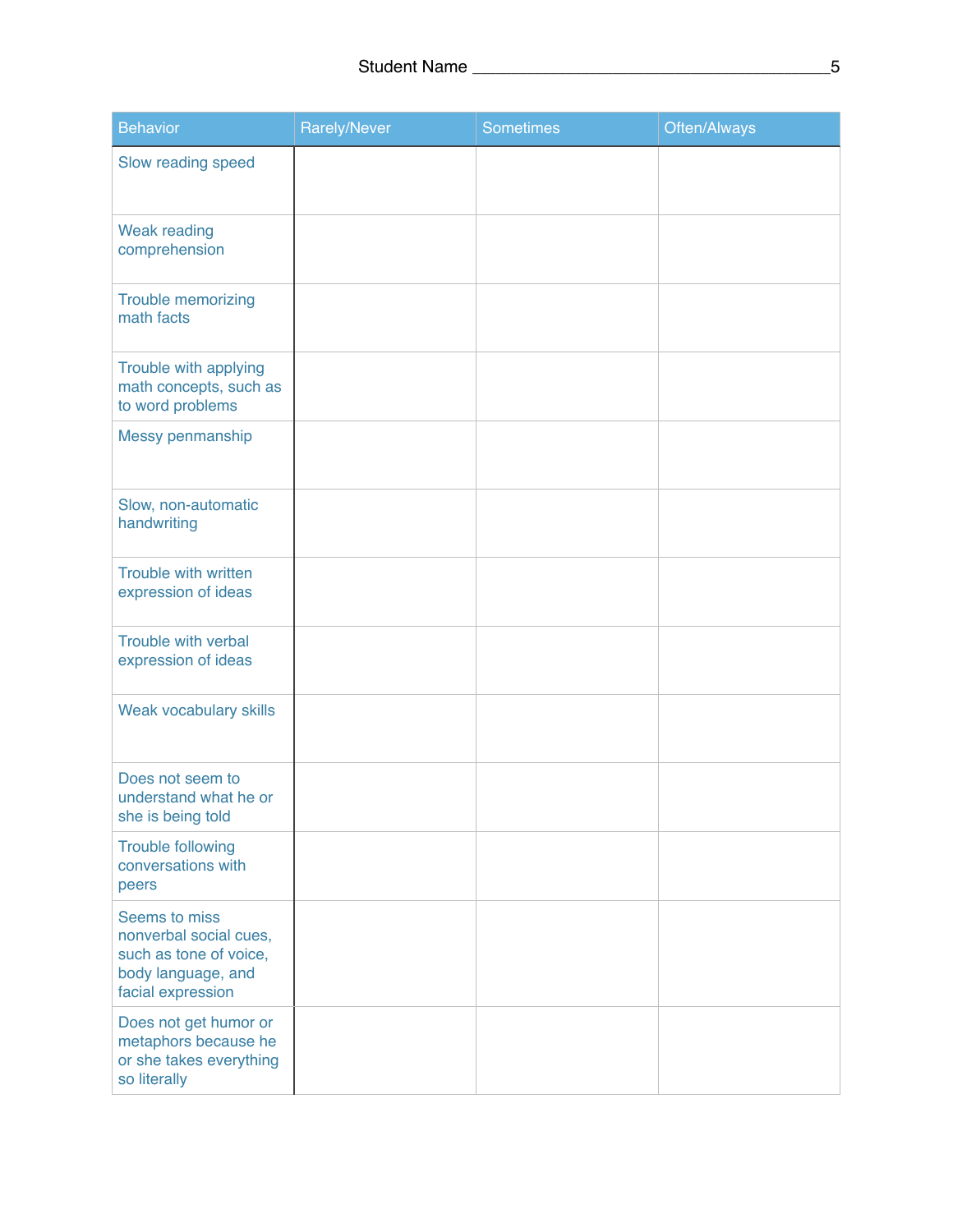Student Name ____________________________________

| Behavior | Rarely/Never | Sometimes | Often/Always |
| --- | --- | --- | --- |
| Slow reading speed | | | |
| Weak reading comprehension | | | |
| Trouble memorizing math facts | | | |
| Trouble with applying math concepts, such as to word problems | | | |
| Messy penmanship | | | |
| Slow, non-automatic handwriting | | | |
| Trouble with written expression of ideas | | | |
| Trouble with verbal expression of ideas | | | |
| Weak vocabulary skills | | | |
| Does not seem to understand what he or she is being told | | | |
| Trouble following conversations with peers | | | |
| Seems to miss nonverbal social cues, such as tone of voice, body language, and facial expression | | | |
| Does not get humor or metaphors because he or she takes everything so literally | | | |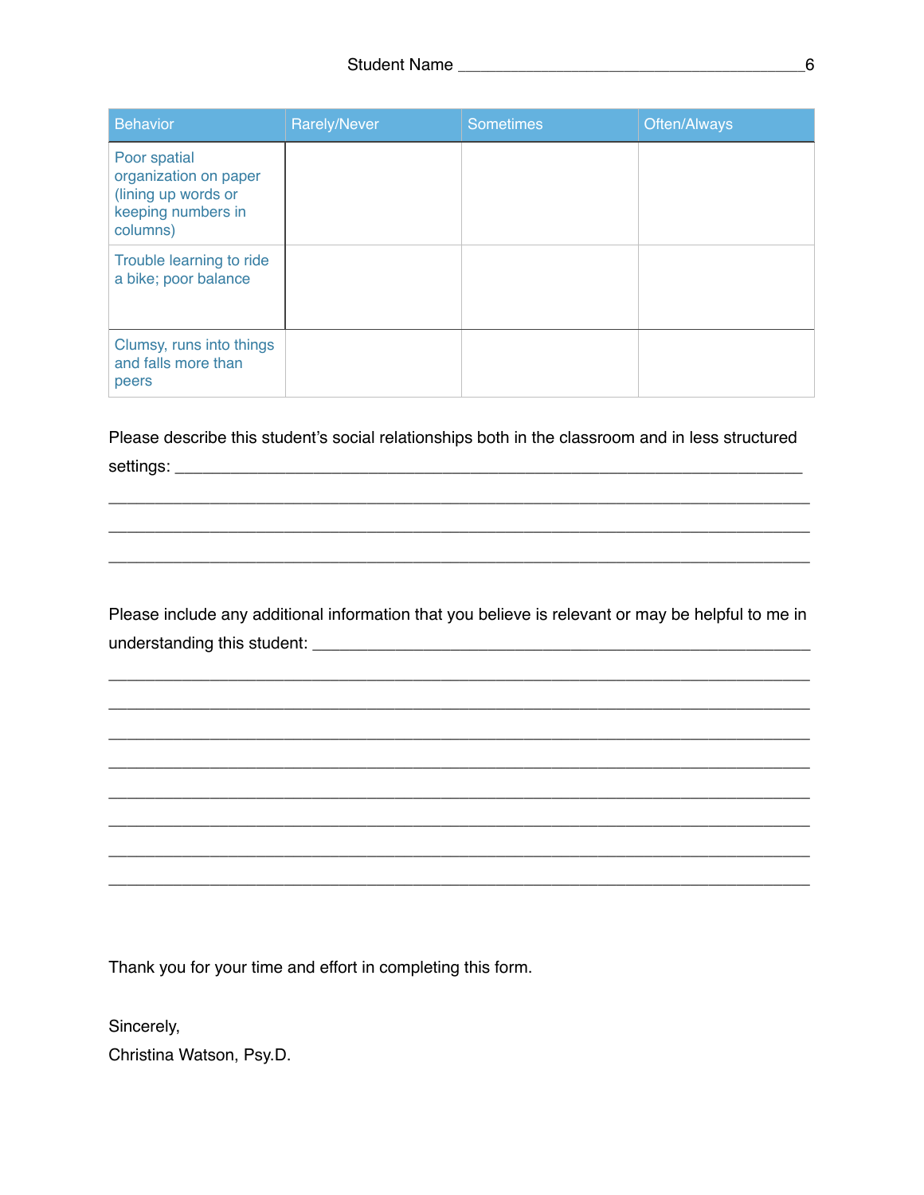Student Name ______________________________________

| Behavior | Rarely/Never | Sometimes | Often/Always |
|---|---|---|---|
| Poor spatial organization on paper (lining up words or keeping numbers in columns) | | | |
| Trouble learning to ride a bike; poor balance | | | |
| Clumsy, runs into things and falls more than peers | | | |

Please describe this student's social relationships both in the classroom and in less structured settings: ______________________________________________________________________

______________________________________________________________________

______________________________________________________________________

______________________________________________________________________

Please include any additional information that you believe is relevant or may be helpful to me in understanding this student: ______________________________________________________

______________________________________________________________________

______________________________________________________________________

______________________________________________________________________

______________________________________________________________________

______________________________________________________________________

______________________________________________________________________

______________________________________________________________________

______________________________________________________________________

Thank you for your time and effort in completing this form.

Sincerely,

Christina Watson, Psy.D.